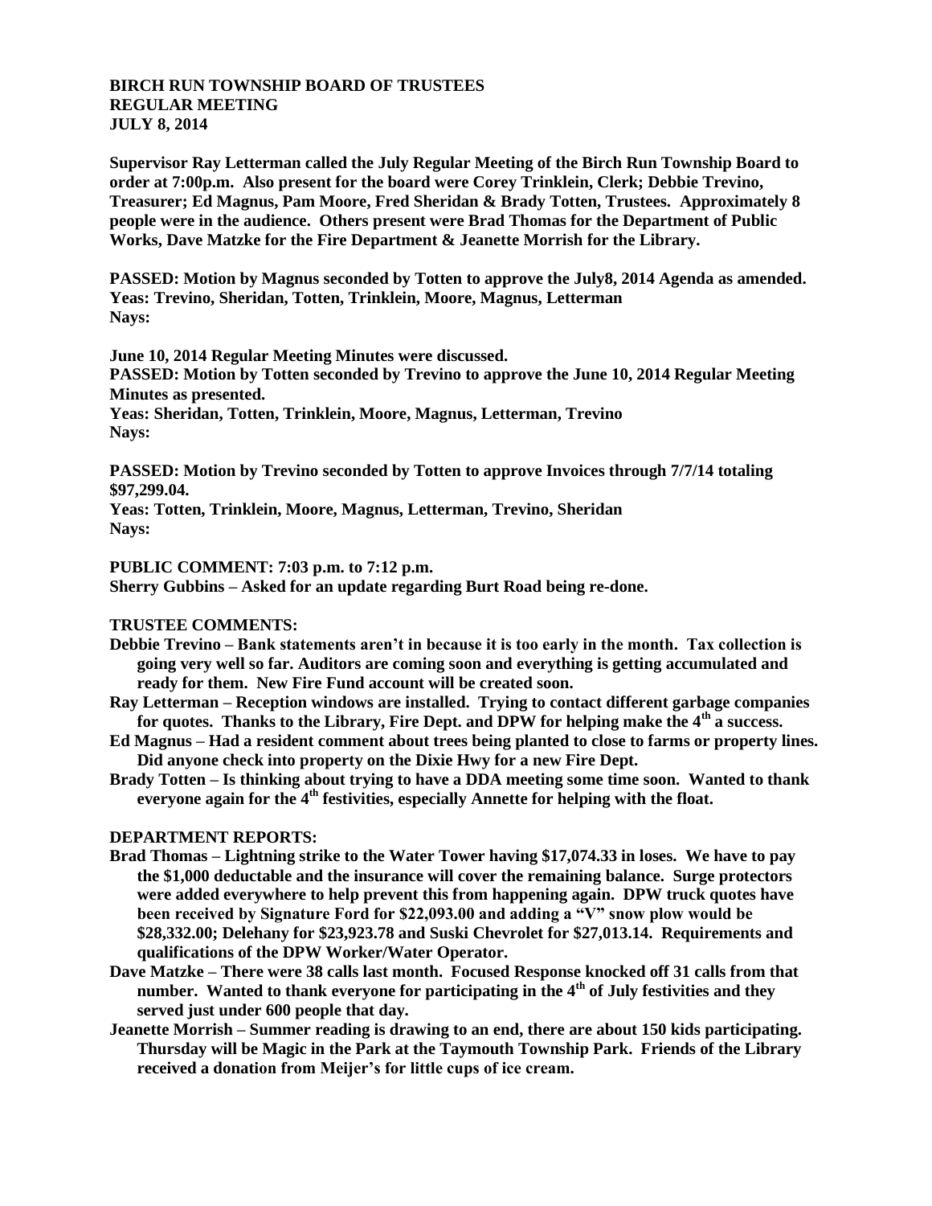**BIRCH RUN TOWNSHIP BOARD OF TRUSTEES**
**REGULAR MEETING**
**JULY 8, 2014**

**Supervisor Ray Letterman called the July Regular Meeting of the Birch Run Township Board to order at 7:00p.m. Also present for the board were Corey Trinklein, Clerk; Debbie Trevino, Treasurer; Ed Magnus, Pam Moore, Fred Sheridan & Brady Totten, Trustees. Approximately 8 people were in the audience. Others present were Brad Thomas for the Department of Public Works, Dave Matzke for the Fire Department & Jeanette Morrish for the Library.**

**PASSED: Motion by Magnus seconded by Totten to approve the July8, 2014 Agenda as amended.**
**Yeas: Trevino, Sheridan, Totten, Trinklein, Moore, Magnus, Letterman**
**Nays:**

**June 10, 2014 Regular Meeting Minutes were discussed.**
**PASSED: Motion by Totten seconded by Trevino to approve the June 10, 2014 Regular Meeting Minutes as presented.**
**Yeas: Sheridan, Totten, Trinklein, Moore, Magnus, Letterman, Trevino**
**Nays:**

**PASSED: Motion by Trevino seconded by Totten to approve Invoices through 7/7/14 totaling $97,299.04.**
**Yeas: Totten, Trinklein, Moore, Magnus, Letterman, Trevino, Sheridan**
**Nays:**

**PUBLIC COMMENT: 7:03 p.m. to 7:12 p.m.**
**Sherry Gubbins – Asked for an update regarding Burt Road being re-done.**

**TRUSTEE COMMENTS:**

- **Debbie Trevino – Bank statements aren't in because it is too early in the month. Tax collection is going very well so far. Auditors are coming soon and everything is getting accumulated and ready for them. New Fire Fund account will be created soon.**
- **Ray Letterman – Reception windows are installed. Trying to contact different garbage companies for quotes. Thanks to the Library, Fire Dept. and DPW for helping make the 4th a success.**
- **Ed Magnus – Had a resident comment about trees being planted to close to farms or property lines. Did anyone check into property on the Dixie Hwy for a new Fire Dept.**
- **Brady Totten – Is thinking about trying to have a DDA meeting some time soon. Wanted to thank everyone again for the 4th festivities, especially Annette for helping with the float.**

**DEPARTMENT REPORTS:**

- **Brad Thomas – Lightning strike to the Water Tower having $17,074.33 in loses. We have to pay the $1,000 deductable and the insurance will cover the remaining balance. Surge protectors were added everywhere to help prevent this from happening again. DPW truck quotes have been received by Signature Ford for $22,093.00 and adding a "V" snow plow would be $28,332.00; Delehany for $23,923.78 and Suski Chevrolet for $27,013.14. Requirements and qualifications of the DPW Worker/Water Operator.**
- **Dave Matzke – There were 38 calls last month. Focused Response knocked off 31 calls from that number. Wanted to thank everyone for participating in the 4th of July festivities and they served just under 600 people that day.**
- **Jeanette Morrish – Summer reading is drawing to an end, there are about 150 kids participating. Thursday will be Magic in the Park at the Taymouth Township Park. Friends of the Library received a donation from Meijer's for little cups of ice cream.**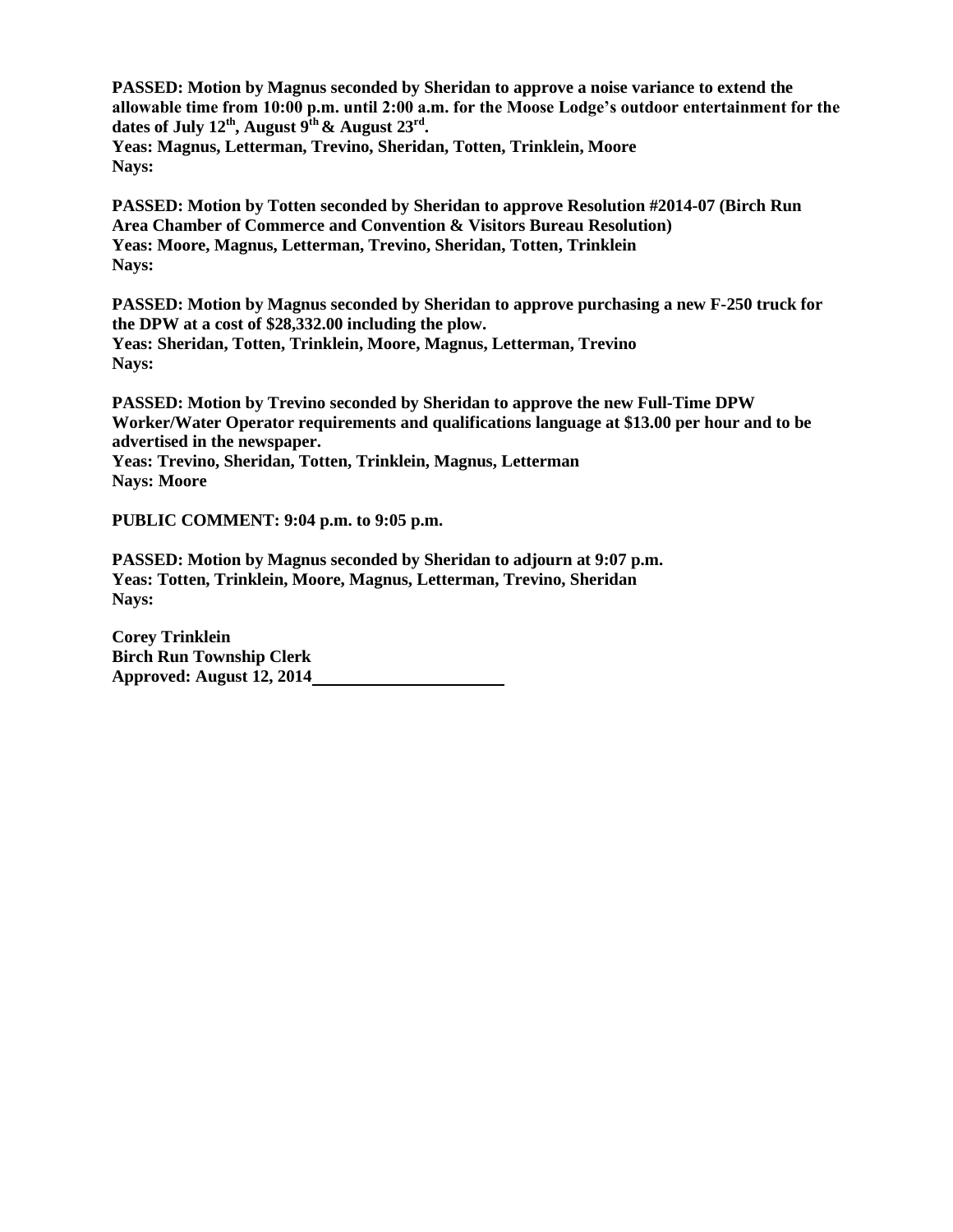**PASSED: Motion by Magnus seconded by Sheridan to approve a noise variance to extend the allowable time from 10:00 p.m. until 2:00 a.m. for the Moose Lodge's outdoor entertainment for the dates of July 12th, August 9th & August 23rd.**
**Yeas: Magnus, Letterman, Trevino, Sheridan, Totten, Trinklein, Moore**
**Nays:**

**PASSED: Motion by Totten seconded by Sheridan to approve Resolution #2014-07 (Birch Run Area Chamber of Commerce and Convention & Visitors Bureau Resolution)**
**Yeas: Moore, Magnus, Letterman, Trevino, Sheridan, Totten, Trinklein**
**Nays:**

**PASSED: Motion by Magnus seconded by Sheridan to approve purchasing a new F-250 truck for the DPW at a cost of $28,332.00 including the plow.**
**Yeas: Sheridan, Totten, Trinklein, Moore, Magnus, Letterman, Trevino**
**Nays:**

**PASSED: Motion by Trevino seconded by Sheridan to approve the new Full-Time DPW Worker/Water Operator requirements and qualifications language at $13.00 per hour and to be advertised in the newspaper.**
**Yeas: Trevino, Sheridan, Totten, Trinklein, Magnus, Letterman**
**Nays: Moore**

**PUBLIC COMMENT: 9:04 p.m. to 9:05 p.m.**

**PASSED: Motion by Magnus seconded by Sheridan to adjourn at 9:07 p.m.**
**Yeas: Totten, Trinklein, Moore, Magnus, Letterman, Trevino, Sheridan**
**Nays:**

**Corey Trinklein**
**Birch Run Township Clerk**
**Approved: August 12, 2014**______________________